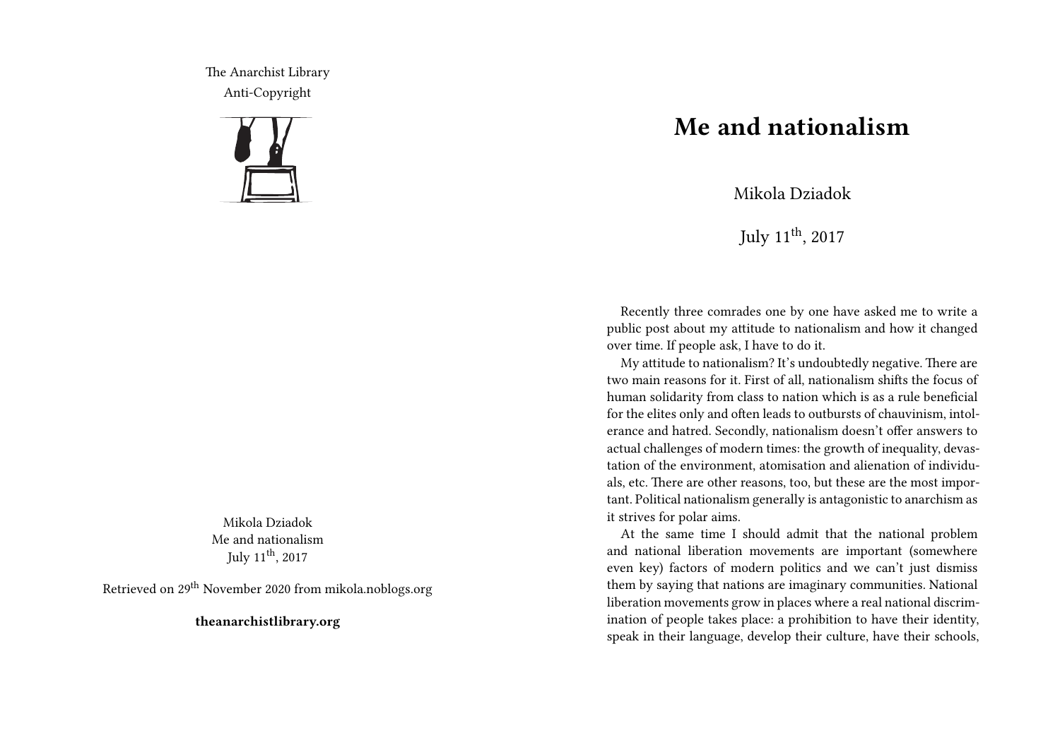The Anarchist Library
Anti-Copyright

Mikola Dziadok
Me and nationalism
July 11th, 2017

Retrieved on 29th November 2020 from mikola.noblogs.org

**theanarchistlibrary.org**

# Me and nationalism

Mikola Dziadok

July 11th, 2017

Recently three comrades one by one have asked me to write a public post about my attitude to nationalism and how it changed over time. If people ask, I have to do it.

My attitude to nationalism? It's undoubtedly negative. There are two main reasons for it. First of all, nationalism shifts the focus of human solidarity from class to nation which is as a rule beneficial for the elites only and often leads to outbursts of chauvinism, intolerance and hatred. Secondly, nationalism doesn't offer answers to actual challenges of modern times: the growth of inequality, devastation of the environment, atomisation and alienation of individuals, etc. There are other reasons, too, but these are the most important. Political nationalism generally is antagonistic to anarchism as it strives for polar aims.

At the same time I should admit that the national problem and national liberation movements are important (somewhere even key) factors of modern politics and we can't just dismiss them by saying that nations are imaginary communities. National liberation movements grow in places where a real national discrimination of people takes place: a prohibition to have their identity, speak in their language, develop their culture, have their schools,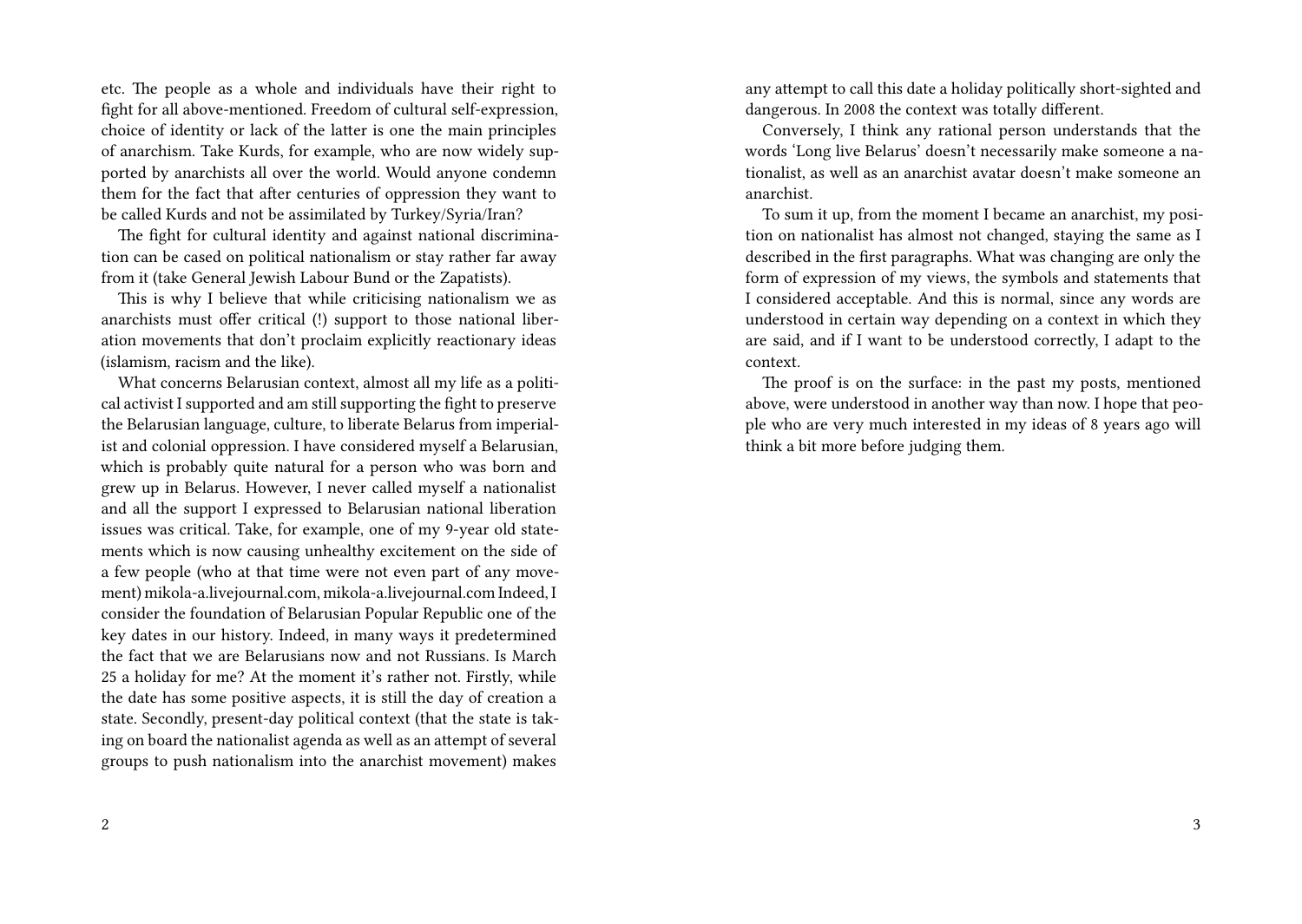etc. The people as a whole and individuals have their right to fight for all above-mentioned. Freedom of cultural self-expression, choice of identity or lack of the latter is one the main principles of anarchism. Take Kurds, for example, who are now widely supported by anarchists all over the world. Would anyone condemn them for the fact that after centuries of oppression they want to be called Kurds and not be assimilated by Turkey/Syria/Iran?

The fight for cultural identity and against national discrimination can be cased on political nationalism or stay rather far away from it (take General Jewish Labour Bund or the Zapatists).

This is why I believe that while criticising nationalism we as anarchists must offer critical (!) support to those national liberation movements that don't proclaim explicitly reactionary ideas (islamism, racism and the like).

What concerns Belarusian context, almost all my life as a political activist I supported and am still supporting the fight to preserve the Belarusian language, culture, to liberate Belarus from imperialist and colonial oppression. I have considered myself a Belarusian, which is probably quite natural for a person who was born and grew up in Belarus. However, I never called myself a nationalist and all the support I expressed to Belarusian national liberation issues was critical. Take, for example, one of my 9-year old statements which is now causing unhealthy excitement on the side of a few people (who at that time were not even part of any movement) mikola-a.livejournal.com, mikola-a.livejournal.com Indeed, I consider the foundation of Belarusian Popular Republic one of the key dates in our history. Indeed, in many ways it predetermined the fact that we are Belarusians now and not Russians. Is March 25 a holiday for me? At the moment it's rather not. Firstly, while the date has some positive aspects, it is still the day of creation a state. Secondly, present-day political context (that the state is taking on board the nationalist agenda as well as an attempt of several groups to push nationalism into the anarchist movement) makes any attempt to call this date a holiday politically short-sighted and dangerous. In 2008 the context was totally different.

Conversely, I think any rational person understands that the words 'Long live Belarus' doesn't necessarily make someone a nationalist, as well as an anarchist avatar doesn't make someone an anarchist.

To sum it up, from the moment I became an anarchist, my position on nationalist has almost not changed, staying the same as I described in the first paragraphs. What was changing are only the form of expression of my views, the symbols and statements that I considered acceptable. And this is normal, since any words are understood in certain way depending on a context in which they are said, and if I want to be understood correctly, I adapt to the context.

The proof is on the surface: in the past my posts, mentioned above, were understood in another way than now. I hope that people who are very much interested in my ideas of 8 years ago will think a bit more before judging them.